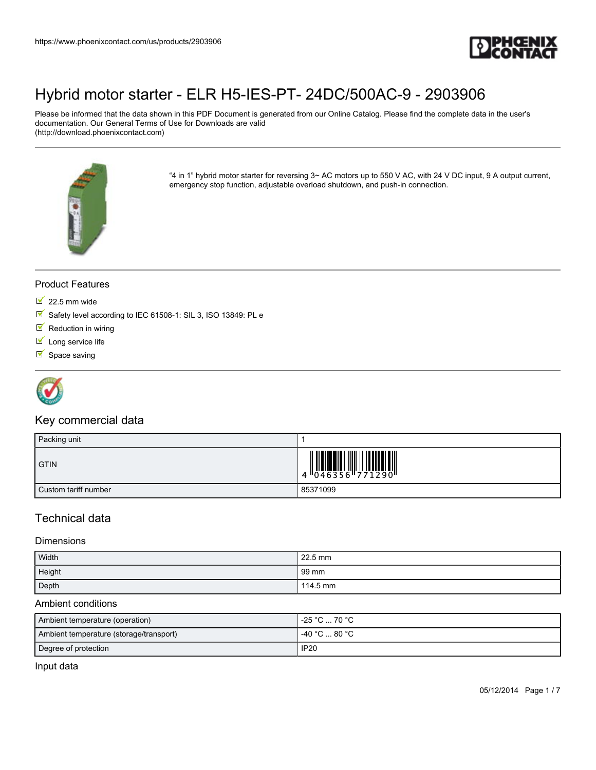# Hybrid motor starter - ELR H5-IES-PT- 24DC/500AC-9 - 2903906

Please be informed that the data shown in this PDF Document is generated from our Online Catalog. Please find the complete data in the user's documentation. Our General Terms of Use for Downloads are valid (http://download.phoenixcontact.com)

“4 in 1” hybrid motor starter for reversing 3~ AC motors up to 550 V AC, with 24 V DC input, 9 A output current, emergency stop function, adjustable overload shutdown, and push-in connection.

## Product Features

- 22.5 mm wide
- Safety level according to IEC 61508-1: SIL 3, ISO 13849: PL e
- Reduction in wiring
- Long service life
- Space saving

## Key commercial data

| | |
|---|---|
| Packing unit | 1 |
| GTIN | 4 046356 771290 |
| Custom tariff number | 85371099 |

## Technical data

### Dimensions

| | |
|---|---|
| Width | 22.5 mm |
| Height | 99 mm |
| Depth | 114.5 mm |

### Ambient conditions

| | |
|---|---|
| Ambient temperature (operation) | -25 °C ... 70 °C |
| Ambient temperature (storage/transport) | -40 °C ... 80 °C |
| Degree of protection | IP20 |

### Input data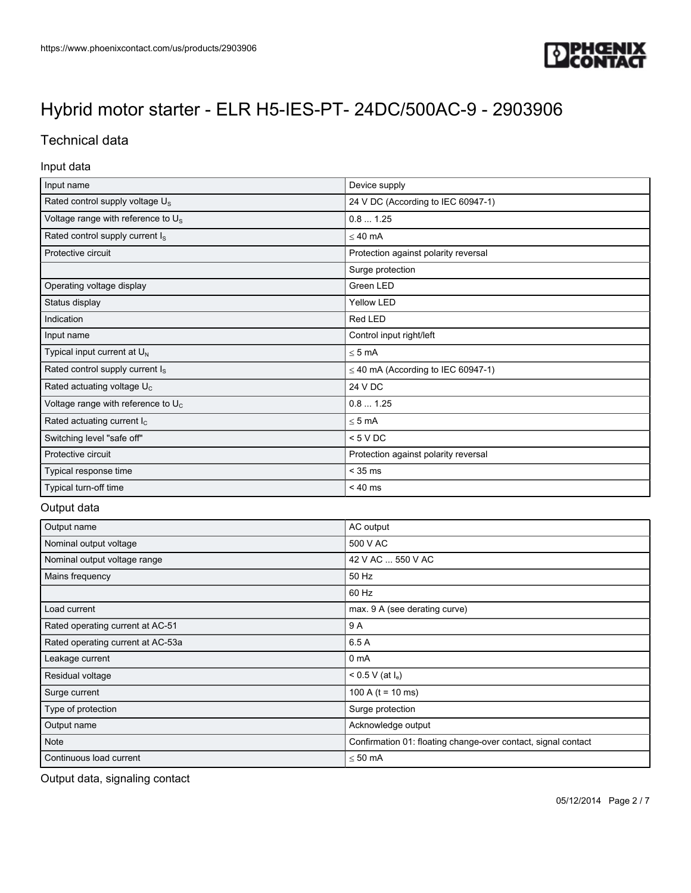# Hybrid motor starter - ELR H5-IES-PT- 24DC/500AC-9 - 2903906

## Technical data

### Input data

| | |
|---|---|
| Input name | Device supply |
| Rated control supply voltage $U_S$ | 24 V DC (According to IEC 60947-1) |
| Voltage range with reference to $U_S$ | 0.8 ... 1.25 |
| Rated control supply current $I_S$ | ≤ 40 mA |
| Protective circuit | Protection against polarity reversal |
| | Surge protection |
| Operating voltage display | Green LED |
| Status display | Yellow LED |
| Indication | Red LED |
| Input name | Control input right/left |
| Typical input current at $U_N$ | ≤ 5 mA |
| Rated control supply current $I_S$ | ≤ 40 mA (According to IEC 60947-1) |
| Rated actuating voltage $U_C$ | 24 V DC |
| Voltage range with reference to $U_C$ | 0.8 ... 1.25 |
| Rated actuating current $I_C$ | ≤ 5 mA |
| Switching level "safe off" | < 5 V DC |
| Protective circuit | Protection against polarity reversal |
| Typical response time | < 35 ms |
| Typical turn-off time | < 40 ms |

### Output data

| | |
|---|---|
| Output name | AC output |
| Nominal output voltage | 500 V AC |
| Nominal output voltage range | 42 V AC ... 550 V AC |
| Mains frequency | 50 Hz |
| | 60 Hz |
| Load current | max. 9 A (see derating curve) |
| Rated operating current at AC-51 | 9 A |
| Rated operating current at AC-53a | 6.5 A |
| Leakage current | 0 mA |
| Residual voltage | < 0.5 V (at $I_e$) |
| Surge current | 100 A (t = 10 ms) |
| Type of protection | Surge protection |
| Output name | Acknowledge output |
| Note | Confirmation 01: floating change-over contact, signal contact |
| Continuous load current | ≤ 50 mA |

### Output data, signaling contact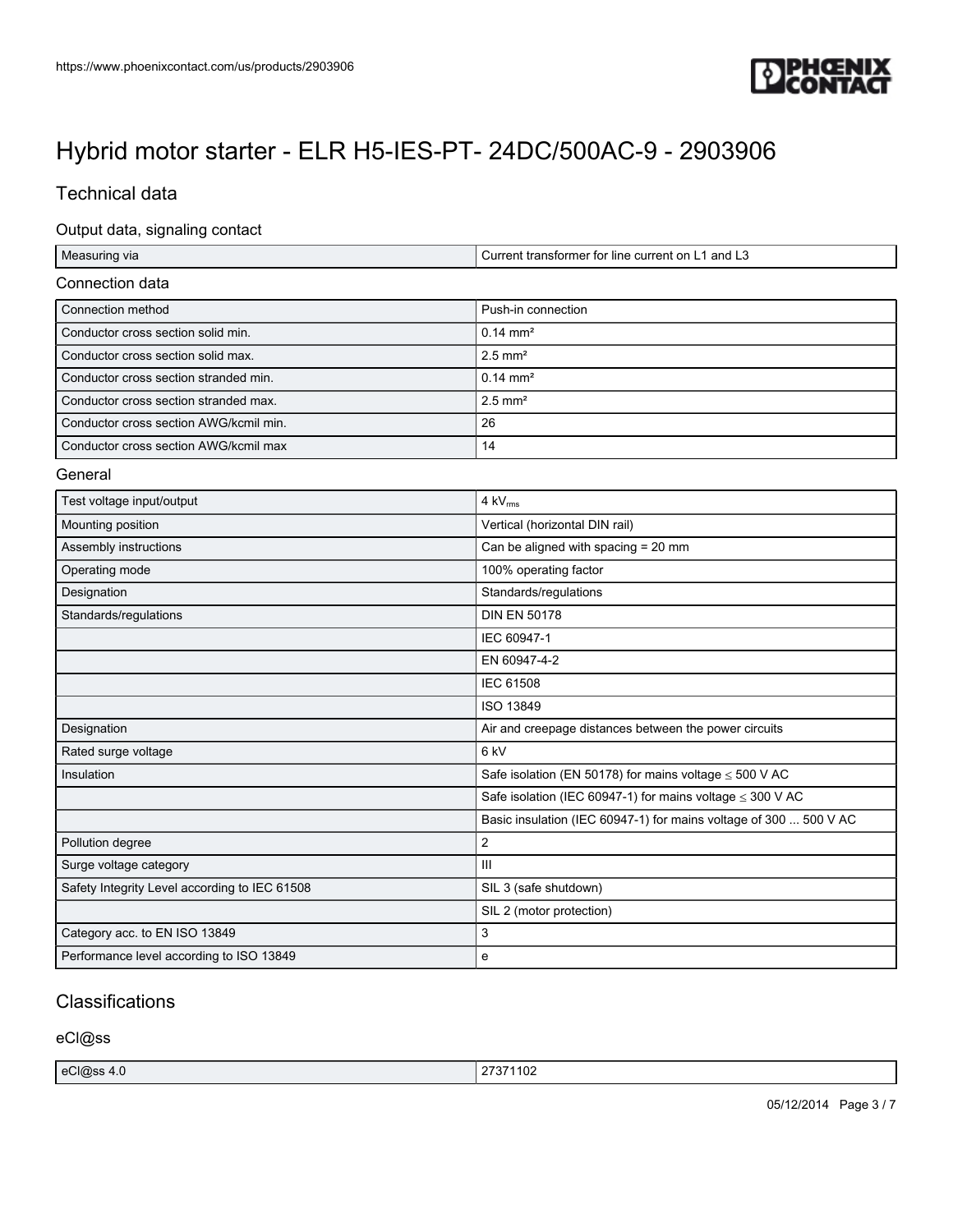# Hybrid motor starter - ELR H5-IES-PT- 24DC/500AC-9 - 2903906

## Technical data

### Output data, signaling contact

| | |
|---|---|
| Measuring via | Current transformer for line current on L1 and L3 |

### Connection data

| | |
|---|---|
| Connection method | Push-in connection |
| Conductor cross section solid min. | 0.14 mm² |
| Conductor cross section solid max. | 2.5 mm² |
| Conductor cross section stranded min. | 0.14 mm² |
| Conductor cross section stranded max. | 2.5 mm² |
| Conductor cross section AWG/kcmil min. | 26 |
| Conductor cross section AWG/kcmil max | 14 |

### General

| | |
|---|---|
| Test voltage input/output | 4 $kV_{rms}$ |
| Mounting position | Vertical (horizontal DIN rail) |
| Assembly instructions | Can be aligned with spacing = 20 mm |
| Operating mode | 100% operating factor |
| Designation | Standards/regulations |
| Standards/regulations | DIN EN 50178 |
| | IEC 60947-1 |
| | EN 60947-4-2 |
| | IEC 61508 |
| | ISO 13849 |
| Designation | Air and creepage distances between the power circuits |
| Rated surge voltage | 6 kV |
| Insulation | Safe isolation (EN 50178) for mains voltage ≤ 500 V AC |
| | Safe isolation (IEC 60947-1) for mains voltage ≤ 300 V AC |
| | Basic insulation (IEC 60947-1) for mains voltage of 300 ... 500 V AC |
| Pollution degree | 2 |
| Surge voltage category | III |
| Safety Integrity Level according to IEC 61508 | SIL 3 (safe shutdown) |
| | SIL 2 (motor protection) |
| Category acc. to EN ISO 13849 | 3 |
| Performance level according to ISO 13849 | e |

## Classifications

### eCl@ss

| | |
|---|---|
| eCl@ss 4.0 | 27371102 |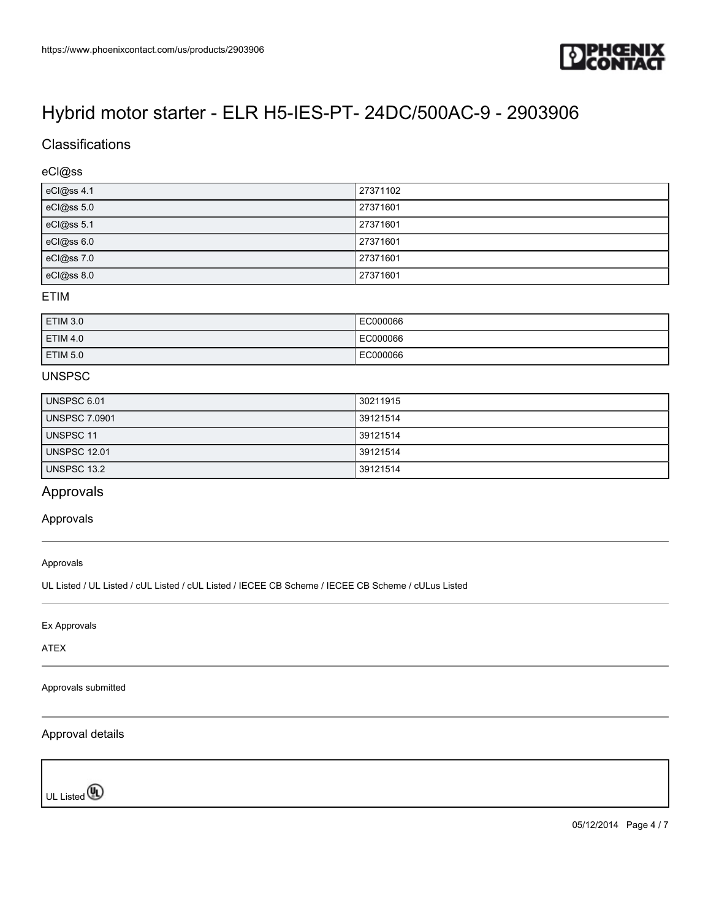# Hybrid motor starter - ELR H5-IES-PT- 24DC/500AC-9 - 2903906

## Classifications

### eCl@ss

| eCl@ss 4.1 | 27371102 |
| --- | --- |
| eCl@ss 5.0 | 27371601 |
| eCl@ss 5.1 | 27371601 |
| eCl@ss 6.0 | 27371601 |
| eCl@ss 7.0 | 27371601 |
| eCl@ss 8.0 | 27371601 |

### ETIM

| ETIM 3.0 | EC000066 |
| --- | --- |
| ETIM 4.0 | EC000066 |
| ETIM 5.0 | EC000066 |

### UNSPSC

| UNSPSC 6.01 | 30211915 |
| --- | --- |
| UNSPSC 7.0901 | 39121514 |
| UNSPSC 11 | 39121514 |
| UNSPSC 12.01 | 39121514 |
| UNSPSC 13.2 | 39121514 |

## Approvals

### Approvals

Approvals

UL Listed / UL Listed / cUL Listed / cUL Listed / IECEE CB Scheme / IECEE CB Scheme / cULus Listed

Ex Approvals

ATEX

Approvals submitted

### Approval details

UL Listed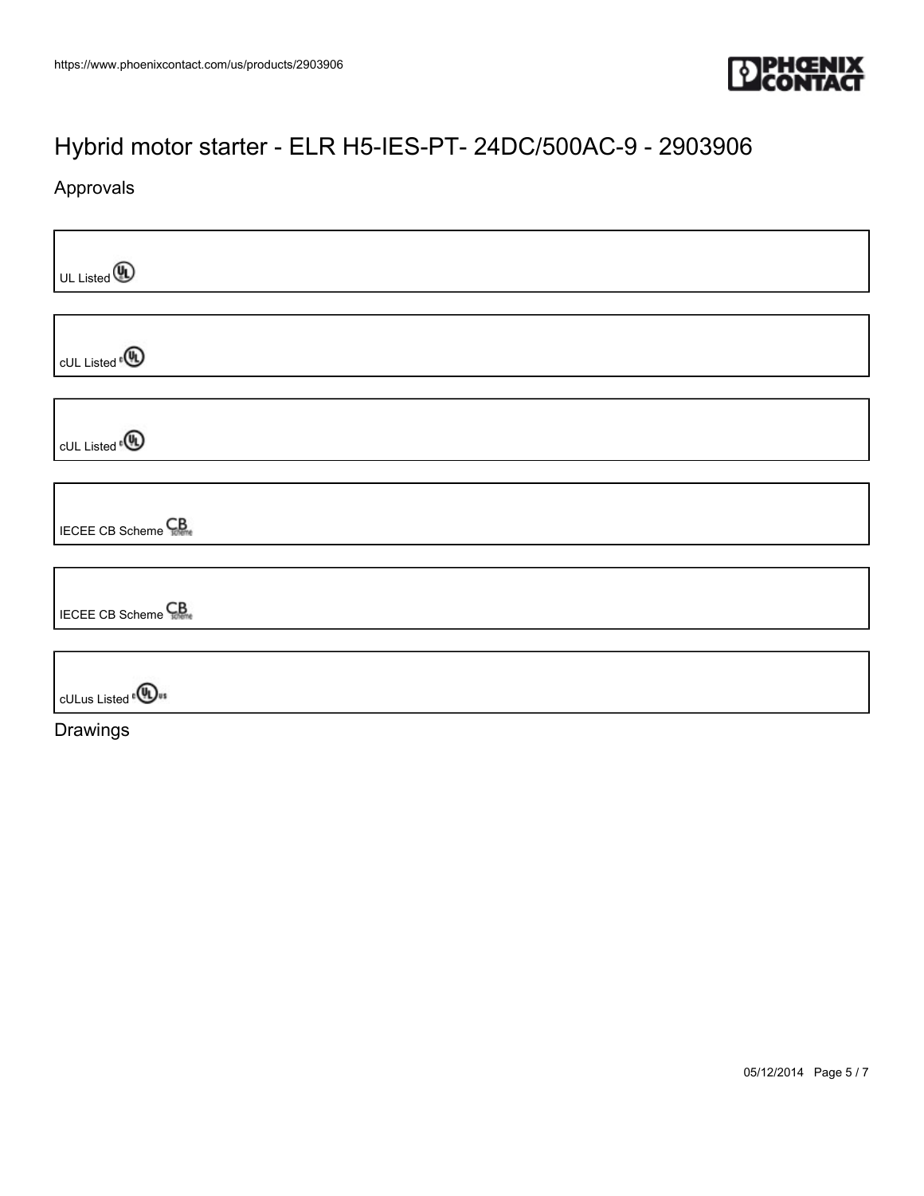# Hybrid motor starter - ELR H5-IES-PT- 24DC/500AC-9 - 2903906

## Approvals

UL Listed

cUL Listed

cUL Listed

IECEE CB Scheme

IECEE CB Scheme

cULus Listed

## Drawings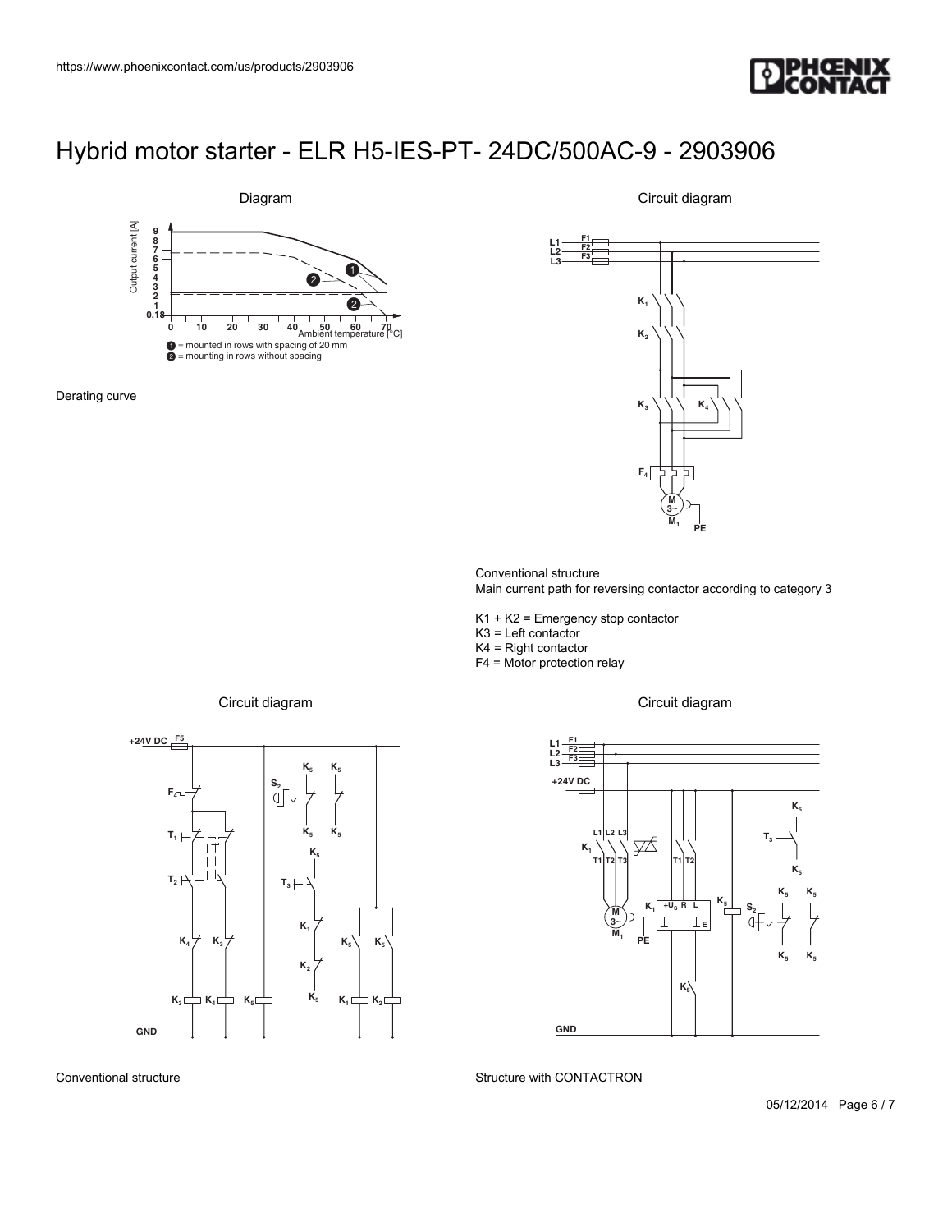# Hybrid motor starter - ELR H5-IES-PT- 24DC/500AC-9 - 2903906

Diagram

1 = mounted in rows with spacing of 20 mm
2 = mounting in rows without spacing

Derating curve

Circuit diagram

Conventional structure
Main current path for reversing contactor according to category 3

K1 + K2 = Emergency stop contactor
K3 = Left contactor
K4 = Right contactor
F4 = Motor protection relay

Circuit diagram

Conventional structure

Circuit diagram

Structure with CONTACTRON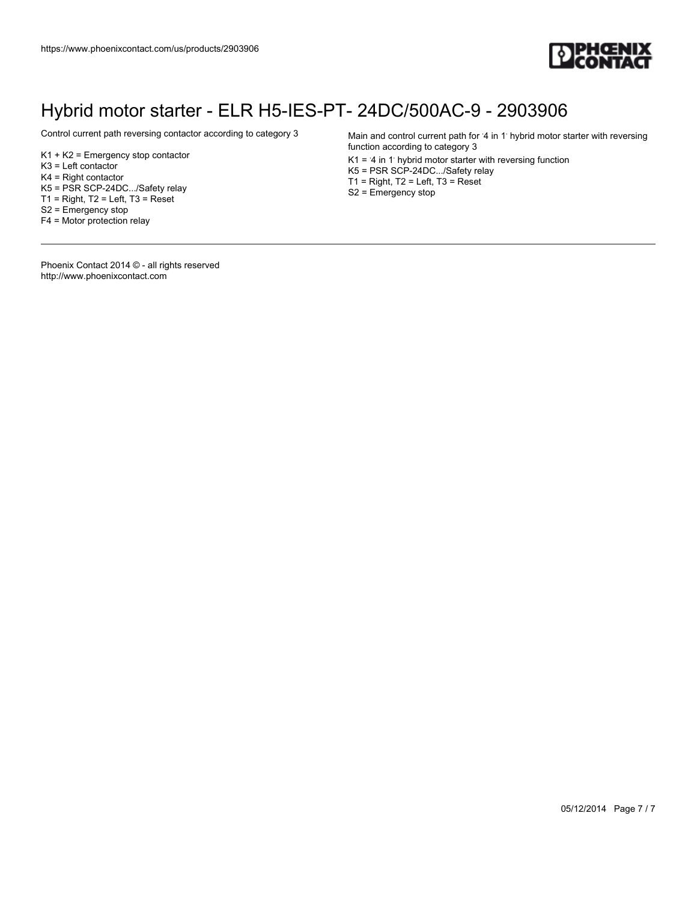Control current path reversing contactor according to category 3

K1 + K2 = Emergency stop contactor
K3 = Left contactor
K4 = Right contactor
K5 = PSR SCP-24DC.../Safety relay
T1 = Right, T2 = Left, T3 = Reset
S2 = Emergency stop
F4 = Motor protection relay

Main and control current path for '4 in 1' hybrid motor starter with reversing function according to category 3

K1 = '4 in 1' hybrid motor starter with reversing function
K5 = PSR SCP-24DC.../Safety relay
T1 = Right, T2 = Left, T3 = Reset
S2 = Emergency stop

---

Phoenix Contact 2014 © - all rights reserved
http://www.phoenixcontact.com